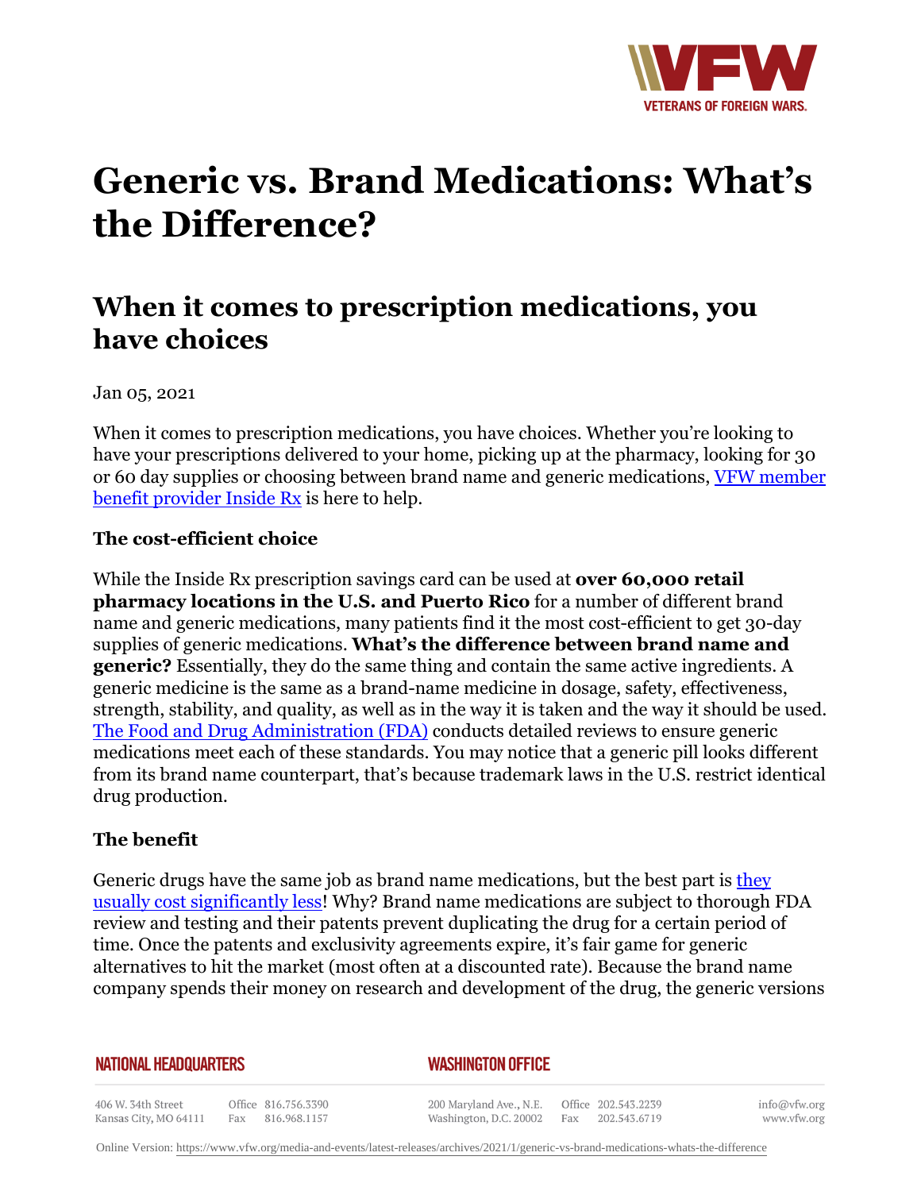# Generic vs. Brand Medications: What's the Difference?

## When it comes to prescription medications, you have choices

Jan 05, 2021

When it comes to prescription medications, you have choices. Whether you're looking to have your prescriptions delivered to your home, picking up at the pharmacy, looking for 30 or 60 day supplies or choosing between brand name and generic medications, VFW member benefit provider Inside Rx is here to help.

### The cost-efficient choice

While the Inside Rx prescription savings card can be used at **over 60,000 retail pharmacy locations in the U.S. and Puerto Rico** for a number of different brand name and generic medications, many patients find it the most cost-efficient to get 30-day supplies of generic medications. **What's the difference between brand name and generic?** Essentially, they do the same thing and contain the same active ingredients. A generic medicine is the same as a brand-name medicine in dosage, safety, effectiveness, strength, stability, and quality, as well as in the way it is taken and the way it should be used. The Food and Drug Administration (FDA) conducts detailed reviews to ensure generic medications meet each of these standards. You may notice that a generic pill looks different from its brand name counterpart, that's because trademark laws in the U.S. restrict identical drug production.

### The benefit

Generic drugs have the same job as brand name medications, but the best part is they usually cost significantly less! Why? Brand name medications are subject to thorough FDA review and testing and their patents prevent duplicating the drug for a certain period of time. Once the patents and exclusivity agreements expire, it's fair game for generic alternatives to hit the market (most often at a discounted rate). Because the brand name company spends their money on research and development of the drug, the generic versions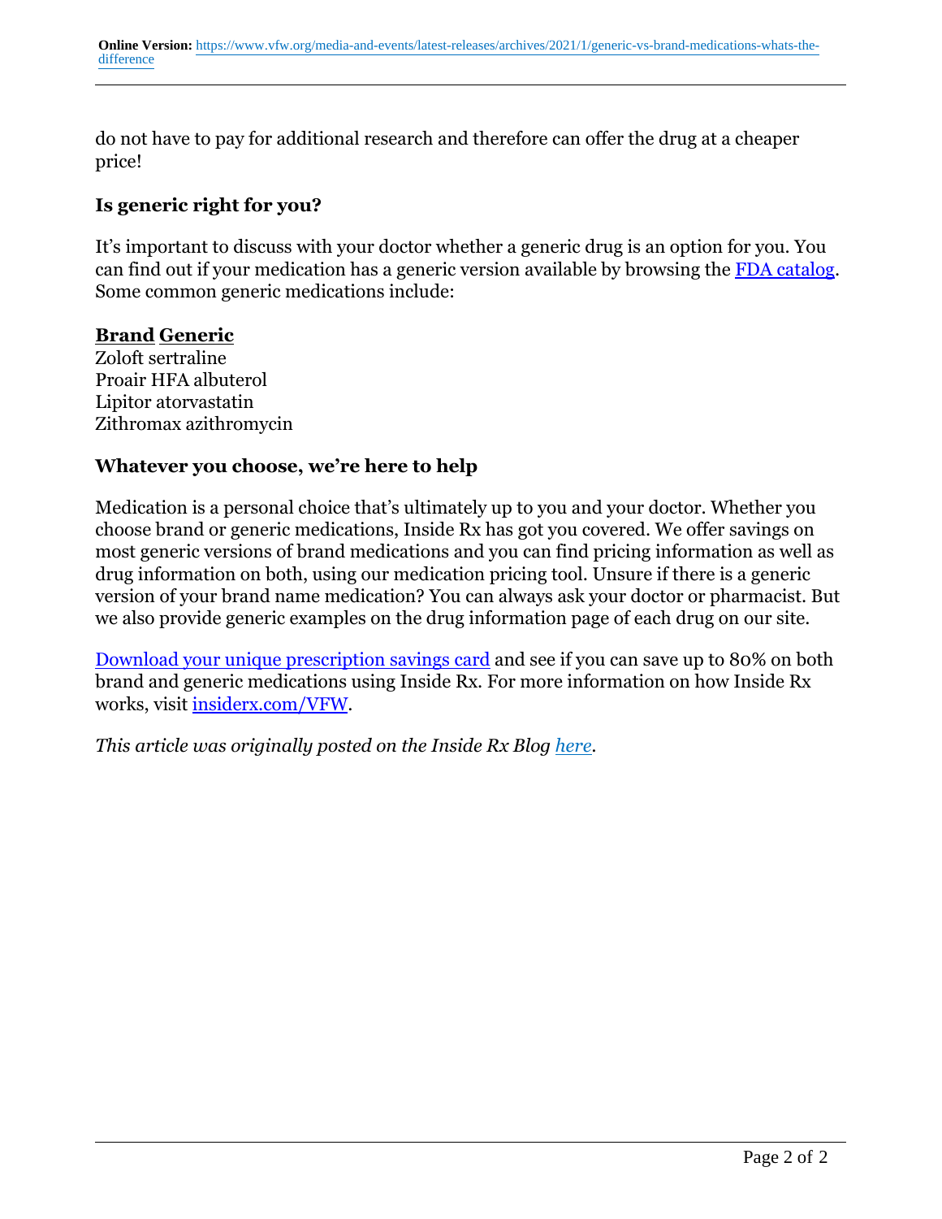do not have to pay for additional research and therefore can offer the drug at a cheaper price!

### Is generic right for you?

It's important to discuss with your doctor whether a generic drug is an option for you. You can find out if your medication has a generic version available by browsing the FDA catalog. Some common generic medications include:

| Brand | Generic |
| --- | --- |
| Zoloft | sertraline |
| Proair HFA | albuterol |
| Lipitor | atorvastatin |
| Zithromax | azithromycin |

### Whatever you choose, we're here to help

Medication is a personal choice that's ultimately up to you and your doctor. Whether you choose brand or generic medications, Inside Rx has got you covered. We offer savings on most generic versions of brand medications and you can find pricing information as well as drug information on both, using our medication pricing tool. Unsure if there is a generic version of your brand name medication? You can always ask your doctor or pharmacist. But we also provide generic examples on the drug information page of each drug on our site.

Download your unique prescription savings card and see if you can save up to 80% on both brand and generic medications using Inside Rx. For more information on how Inside Rx works, visit insiderx.com/VFW.

*This article was originally posted on the Inside Rx Blog here.*